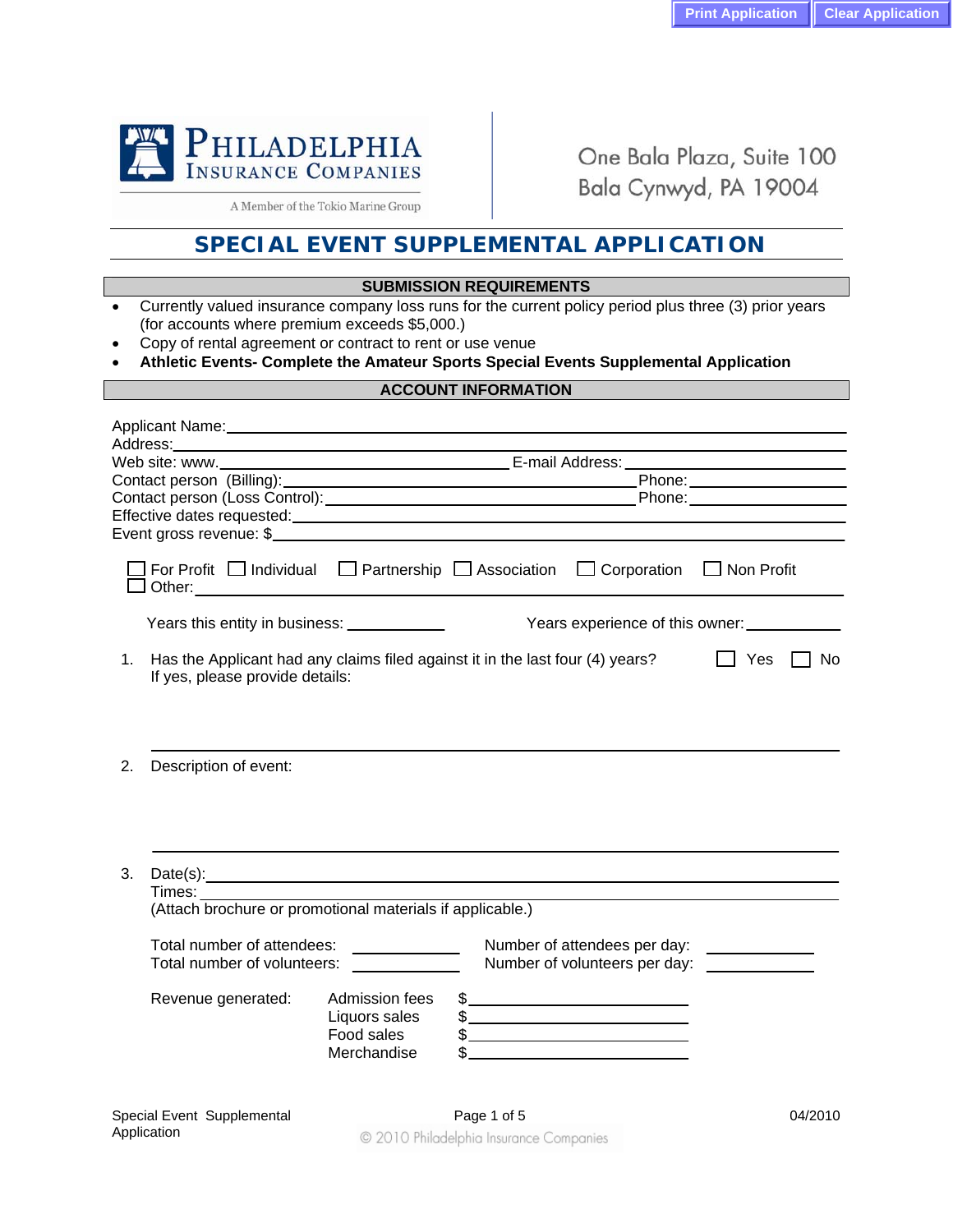Print Application | Clear Application

PHILADELPHIA INSURANCE COMPANIES

A Member of the Tokio Marine Group

One Bala Plaza, Suite 100
Bala Cynwyd, PA 19004

# SPECIAL EVENT SUPPLEMENTAL APPLICATION

## SUBMISSION REQUIREMENTS

- Currently valued insurance company loss runs for the current policy period plus three (3) prior years (for accounts where premium exceeds $5,000.)
- Copy of rental agreement or contract to rent or use venue
- **Athletic Events- Complete the Amateur Sports Special Events Supplemental Application**

## ACCOUNT INFORMATION

Applicant Name: ______________________________

Address: ______________________________

Web site: www.______________________________ E-mail Address: ______________________________

Contact person (Billing): ______________________________ Phone: ______________

Contact person (Loss Control): ______________________________ Phone: ______________

Effective dates requested: ______________________________

Event gross revenue: $______________________________

☐ For Profit ☐ Individual ☐ Partnership ☐ Association ☐ Corporation ☐ Non Profit
☐ Other: ______________________________

Years this entity in business: ____________ Years experience of this owner: ____________

1. Has the Applicant had any claims filed against it in the last four (4) years? ☐ Yes ☐ No
   If yes, please provide details:

   ______________________________

2. Description of event:

   ______________________________

3. Date(s): ______________________________
   Times: ______________________________
   (Attach brochure or promotional materials if applicable.)

   Total number of attendees: ____________ Number of attendees per day: ____________
   Total number of volunteers: ____________ Number of volunteers per day: ____________

   Revenue generated:

   | | | |
   |---|---|---|
   | Admission fees | $ | ______________ |
   | Liquors sales | $ | ______________ |
   | Food sales | $ | ______________ |
   | Merchandise | $ | ______________ |

Special Event Supplemental Application — 04/2010

© 2010 Philadelphia Insurance Companies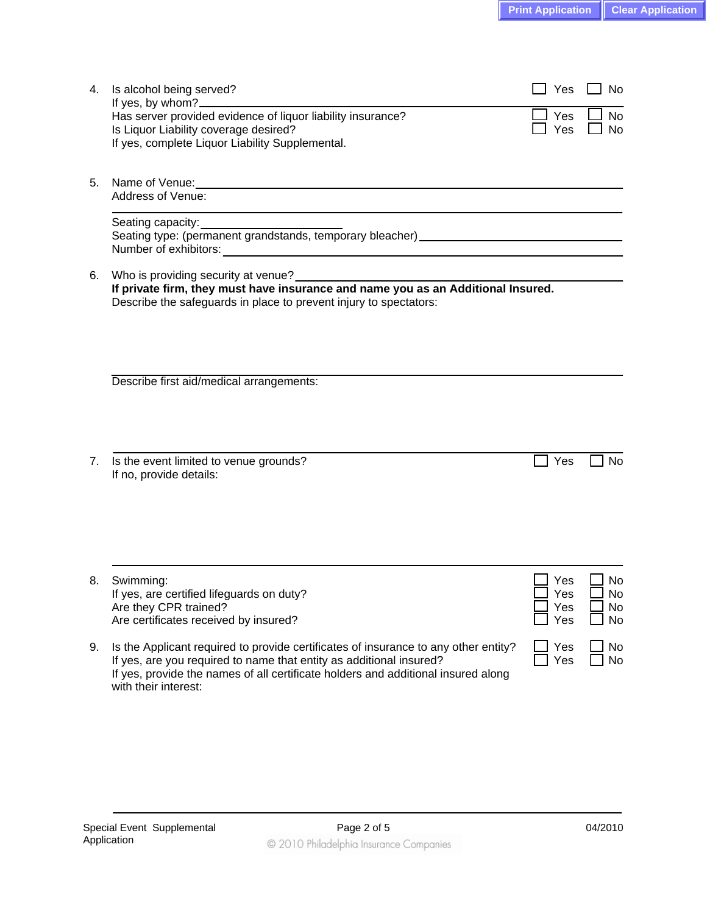4. Is alcohol being served? ☐ Yes ☐ No
   If yes, by whom? ______________________________
   Has server provided evidence of liquor liability insurance? ☐ Yes ☐ No
   Is Liquor Liability coverage desired? ☐ Yes ☐ No
   If yes, complete Liquor Liability Supplemental.

5. Name of Venue: ______________________________
   Address of Venue: ______________________________
   Seating capacity: ______________________________
   Seating type: (permanent grandstands, temporary bleacher) ______________________________
   Number of exhibitors: ______________________________

6. Who is providing security at venue? ______________________________
   **If private firm, they must have insurance and name you as an Additional Insured.**
   Describe the safeguards in place to prevent injury to spectators:
   ______________________________
   Describe first aid/medical arrangements:
   ______________________________

7. Is the event limited to venue grounds? ☐ Yes ☐ No
   If no, provide details:
   ______________________________

8. Swimming: ☐ Yes ☐ No
   If yes, are certified lifeguards on duty? ☐ Yes ☐ No
   Are they CPR trained? ☐ Yes ☐ No
   Are certificates received by insured? ☐ Yes ☐ No

9. Is the Applicant required to provide certificates of insurance to any other entity? ☐ Yes ☐ No
   If yes, are you required to name that entity as additional insured? ☐ Yes ☐ No
   If yes, provide the names of all certificate holders and additional insured along with their interest:
   ______________________________

Special Event Supplemental Application

© 2010 Philadelphia Insurance Companies

04/2010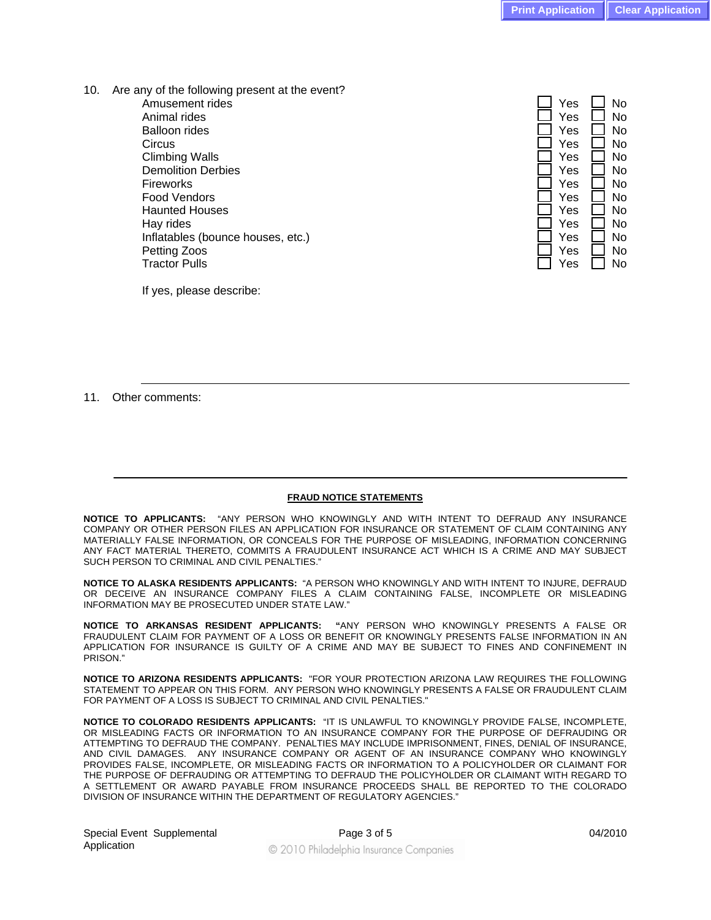10. Are any of the following present at the event?

| | | |
|---|---|---|
| Amusement rides | ☐ Yes | ☐ No |
| Animal rides | ☐ Yes | ☐ No |
| Balloon rides | ☐ Yes | ☐ No |
| Circus | ☐ Yes | ☐ No |
| Climbing Walls | ☐ Yes | ☐ No |
| Demolition Derbies | ☐ Yes | ☐ No |
| Fireworks | ☐ Yes | ☐ No |
| Food Vendors | ☐ Yes | ☐ No |
| Haunted Houses | ☐ Yes | ☐ No |
| Hay rides | ☐ Yes | ☐ No |
| Inflatables (bounce houses, etc.) | ☐ Yes | ☐ No |
| Petting Zoos | ☐ Yes | ☐ No |
| Tractor Pulls | ☐ Yes | ☐ No |

If yes, please describe:

11. Other comments:

---

**FRAUD NOTICE STATEMENTS**

**NOTICE TO APPLICANTS:** "ANY PERSON WHO KNOWINGLY AND WITH INTENT TO DEFRAUD ANY INSURANCE COMPANY OR OTHER PERSON FILES AN APPLICATION FOR INSURANCE OR STATEMENT OF CLAIM CONTAINING ANY MATERIALLY FALSE INFORMATION, OR CONCEALS FOR THE PURPOSE OF MISLEADING, INFORMATION CONCERNING ANY FACT MATERIAL THERETO, COMMITS A FRAUDULENT INSURANCE ACT WHICH IS A CRIME AND MAY SUBJECT SUCH PERSON TO CRIMINAL AND CIVIL PENALTIES."

**NOTICE TO ALASKA RESIDENTS APPLICANTS:** "A PERSON WHO KNOWINGLY AND WITH INTENT TO INJURE, DEFRAUD OR DECEIVE AN INSURANCE COMPANY FILES A CLAIM CONTAINING FALSE, INCOMPLETE OR MISLEADING INFORMATION MAY BE PROSECUTED UNDER STATE LAW."

**NOTICE TO ARKANSAS RESIDENT APPLICANTS:** "ANY PERSON WHO KNOWINGLY PRESENTS A FALSE OR FRAUDULENT CLAIM FOR PAYMENT OF A LOSS OR BENEFIT OR KNOWINGLY PRESENTS FALSE INFORMATION IN AN APPLICATION FOR INSURANCE IS GUILTY OF A CRIME AND MAY BE SUBJECT TO FINES AND CONFINEMENT IN PRISON."

**NOTICE TO ARIZONA RESIDENTS APPLICANTS:** "FOR YOUR PROTECTION ARIZONA LAW REQUIRES THE FOLLOWING STATEMENT TO APPEAR ON THIS FORM. ANY PERSON WHO KNOWINGLY PRESENTS A FALSE OR FRAUDULENT CLAIM FOR PAYMENT OF A LOSS IS SUBJECT TO CRIMINAL AND CIVIL PENALTIES."

**NOTICE TO COLORADO RESIDENTS APPLICANTS:** "IT IS UNLAWFUL TO KNOWINGLY PROVIDE FALSE, INCOMPLETE, OR MISLEADING FACTS OR INFORMATION TO AN INSURANCE COMPANY FOR THE PURPOSE OF DEFRAUDING OR ATTEMPTING TO DEFRAUD THE COMPANY. PENALTIES MAY INCLUDE IMPRISONMENT, FINES, DENIAL OF INSURANCE, AND CIVIL DAMAGES. ANY INSURANCE COMPANY OR AGENT OF AN INSURANCE COMPANY WHO KNOWINGLY PROVIDES FALSE, INCOMPLETE, OR MISLEADING FACTS OR INFORMATION TO A POLICYHOLDER OR CLAIMANT FOR THE PURPOSE OF DEFRAUDING OR ATTEMPTING TO DEFRAUD THE POLICYHOLDER OR CLAIMANT WITH REGARD TO A SETTLEMENT OR AWARD PAYABLE FROM INSURANCE PROCEEDS SHALL BE REPORTED TO THE COLORADO DIVISION OF INSURANCE WITHIN THE DEPARTMENT OF REGULATORY AGENCIES."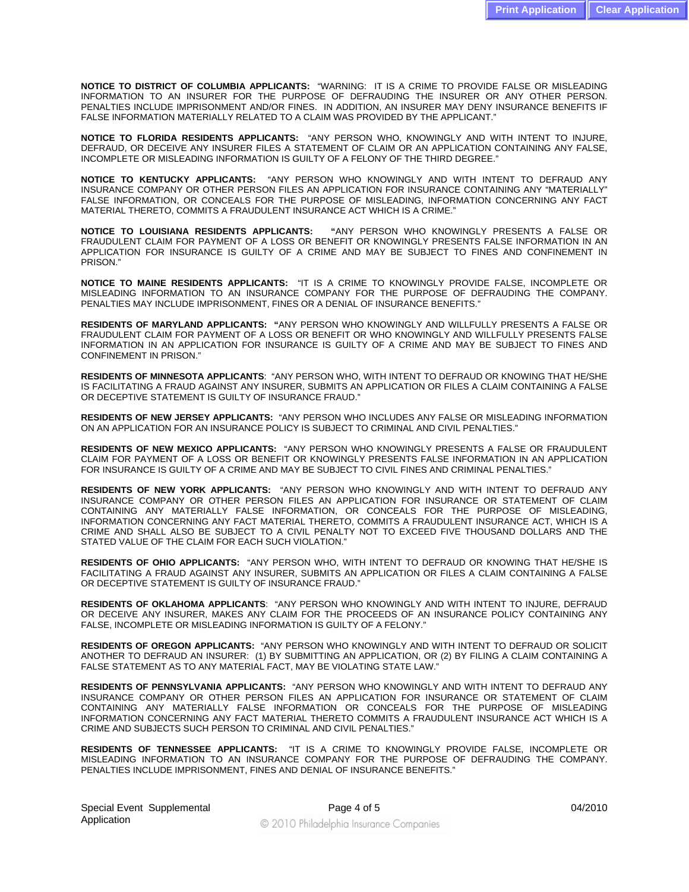**NOTICE TO DISTRICT OF COLUMBIA APPLICANTS:** "WARNING: IT IS A CRIME TO PROVIDE FALSE OR MISLEADING INFORMATION TO AN INSURER FOR THE PURPOSE OF DEFRAUDING THE INSURER OR ANY OTHER PERSON. PENALTIES INCLUDE IMPRISONMENT AND/OR FINES. IN ADDITION, AN INSURER MAY DENY INSURANCE BENEFITS IF FALSE INFORMATION MATERIALLY RELATED TO A CLAIM WAS PROVIDED BY THE APPLICANT."

**NOTICE TO FLORIDA RESIDENTS APPLICANTS:** "ANY PERSON WHO, KNOWINGLY AND WITH INTENT TO INJURE, DEFRAUD, OR DECEIVE ANY INSURER FILES A STATEMENT OF CLAIM OR AN APPLICATION CONTAINING ANY FALSE, INCOMPLETE OR MISLEADING INFORMATION IS GUILTY OF A FELONY OF THE THIRD DEGREE."

**NOTICE TO KENTUCKY APPLICANTS:** "ANY PERSON WHO KNOWINGLY AND WITH INTENT TO DEFRAUD ANY INSURANCE COMPANY OR OTHER PERSON FILES AN APPLICATION FOR INSURANCE CONTAINING ANY "MATERIALLY" FALSE INFORMATION, OR CONCEALS FOR THE PURPOSE OF MISLEADING, INFORMATION CONCERNING ANY FACT MATERIAL THERETO, COMMITS A FRAUDULENT INSURANCE ACT WHICH IS A CRIME."

**NOTICE TO LOUISIANA RESIDENTS APPLICANTS:** **"**ANY PERSON WHO KNOWINGLY PRESENTS A FALSE OR FRAUDULENT CLAIM FOR PAYMENT OF A LOSS OR BENEFIT OR KNOWINGLY PRESENTS FALSE INFORMATION IN AN APPLICATION FOR INSURANCE IS GUILTY OF A CRIME AND MAY BE SUBJECT TO FINES AND CONFINEMENT IN PRISON."

**NOTICE TO MAINE RESIDENTS APPLICANTS:** "IT IS A CRIME TO KNOWINGLY PROVIDE FALSE, INCOMPLETE OR MISLEADING INFORMATION TO AN INSURANCE COMPANY FOR THE PURPOSE OF DEFRAUDING THE COMPANY. PENALTIES MAY INCLUDE IMPRISONMENT, FINES OR A DENIAL OF INSURANCE BENEFITS."

**RESIDENTS OF MARYLAND APPLICANTS: "**ANY PERSON WHO KNOWINGLY AND WILLFULLY PRESENTS A FALSE OR FRAUDULENT CLAIM FOR PAYMENT OF A LOSS OR BENEFIT OR WHO KNOWINGLY AND WILLFULLY PRESENTS FALSE INFORMATION IN AN APPLICATION FOR INSURANCE IS GUILTY OF A CRIME AND MAY BE SUBJECT TO FINES AND CONFINEMENT IN PRISON."

**RESIDENTS OF MINNESOTA APPLICANTS**: "ANY PERSON WHO, WITH INTENT TO DEFRAUD OR KNOWING THAT HE/SHE IS FACILITATING A FRAUD AGAINST ANY INSURER, SUBMITS AN APPLICATION OR FILES A CLAIM CONTAINING A FALSE OR DECEPTIVE STATEMENT IS GUILTY OF INSURANCE FRAUD."

**RESIDENTS OF NEW JERSEY APPLICANTS:** "ANY PERSON WHO INCLUDES ANY FALSE OR MISLEADING INFORMATION ON AN APPLICATION FOR AN INSURANCE POLICY IS SUBJECT TO CRIMINAL AND CIVIL PENALTIES."

**RESIDENTS OF NEW MEXICO APPLICANTS:** "ANY PERSON WHO KNOWINGLY PRESENTS A FALSE OR FRAUDULENT CLAIM FOR PAYMENT OF A LOSS OR BENEFIT OR KNOWINGLY PRESENTS FALSE INFORMATION IN AN APPLICATION FOR INSURANCE IS GUILTY OF A CRIME AND MAY BE SUBJECT TO CIVIL FINES AND CRIMINAL PENALTIES."

**RESIDENTS OF NEW YORK APPLICANTS:** "ANY PERSON WHO KNOWINGLY AND WITH INTENT TO DEFRAUD ANY INSURANCE COMPANY OR OTHER PERSON FILES AN APPLICATION FOR INSURANCE OR STATEMENT OF CLAIM CONTAINING ANY MATERIALLY FALSE INFORMATION, OR CONCEALS FOR THE PURPOSE OF MISLEADING, INFORMATION CONCERNING ANY FACT MATERIAL THERETO, COMMITS A FRAUDULENT INSURANCE ACT, WHICH IS A CRIME AND SHALL ALSO BE SUBJECT TO A CIVIL PENALTY NOT TO EXCEED FIVE THOUSAND DOLLARS AND THE STATED VALUE OF THE CLAIM FOR EACH SUCH VIOLATION."

**RESIDENTS OF OHIO APPLICANTS:** "ANY PERSON WHO, WITH INTENT TO DEFRAUD OR KNOWING THAT HE/SHE IS FACILITATING A FRAUD AGAINST ANY INSURER, SUBMITS AN APPLICATION OR FILES A CLAIM CONTAINING A FALSE OR DECEPTIVE STATEMENT IS GUILTY OF INSURANCE FRAUD."

**RESIDENTS OF OKLAHOMA APPLICANTS**: "ANY PERSON WHO KNOWINGLY AND WITH INTENT TO INJURE, DEFRAUD OR DECEIVE ANY INSURER, MAKES ANY CLAIM FOR THE PROCEEDS OF AN INSURANCE POLICY CONTAINING ANY FALSE, INCOMPLETE OR MISLEADING INFORMATION IS GUILTY OF A FELONY."

**RESIDENTS OF OREGON APPLICANTS:** "ANY PERSON WHO KNOWINGLY AND WITH INTENT TO DEFRAUD OR SOLICIT ANOTHER TO DEFRAUD AN INSURER: (1) BY SUBMITTING AN APPLICATION, OR (2) BY FILING A CLAIM CONTAINING A FALSE STATEMENT AS TO ANY MATERIAL FACT, MAY BE VIOLATING STATE LAW."

**RESIDENTS OF PENNSYLVANIA APPLICANTS:** "ANY PERSON WHO KNOWINGLY AND WITH INTENT TO DEFRAUD ANY INSURANCE COMPANY OR OTHER PERSON FILES AN APPLICATION FOR INSURANCE OR STATEMENT OF CLAIM CONTAINING ANY MATERIALLY FALSE INFORMATION OR CONCEALS FOR THE PURPOSE OF MISLEADING INFORMATION CONCERNING ANY FACT MATERIAL THERETO COMMITS A FRAUDULENT INSURANCE ACT WHICH IS A CRIME AND SUBJECTS SUCH PERSON TO CRIMINAL AND CIVIL PENALTIES."

**RESIDENTS OF TENNESSEE APPLICANTS:** "IT IS A CRIME TO KNOWINGLY PROVIDE FALSE, INCOMPLETE OR MISLEADING INFORMATION TO AN INSURANCE COMPANY FOR THE PURPOSE OF DEFRAUDING THE COMPANY. PENALTIES INCLUDE IMPRISONMENT, FINES AND DENIAL OF INSURANCE BENEFITS."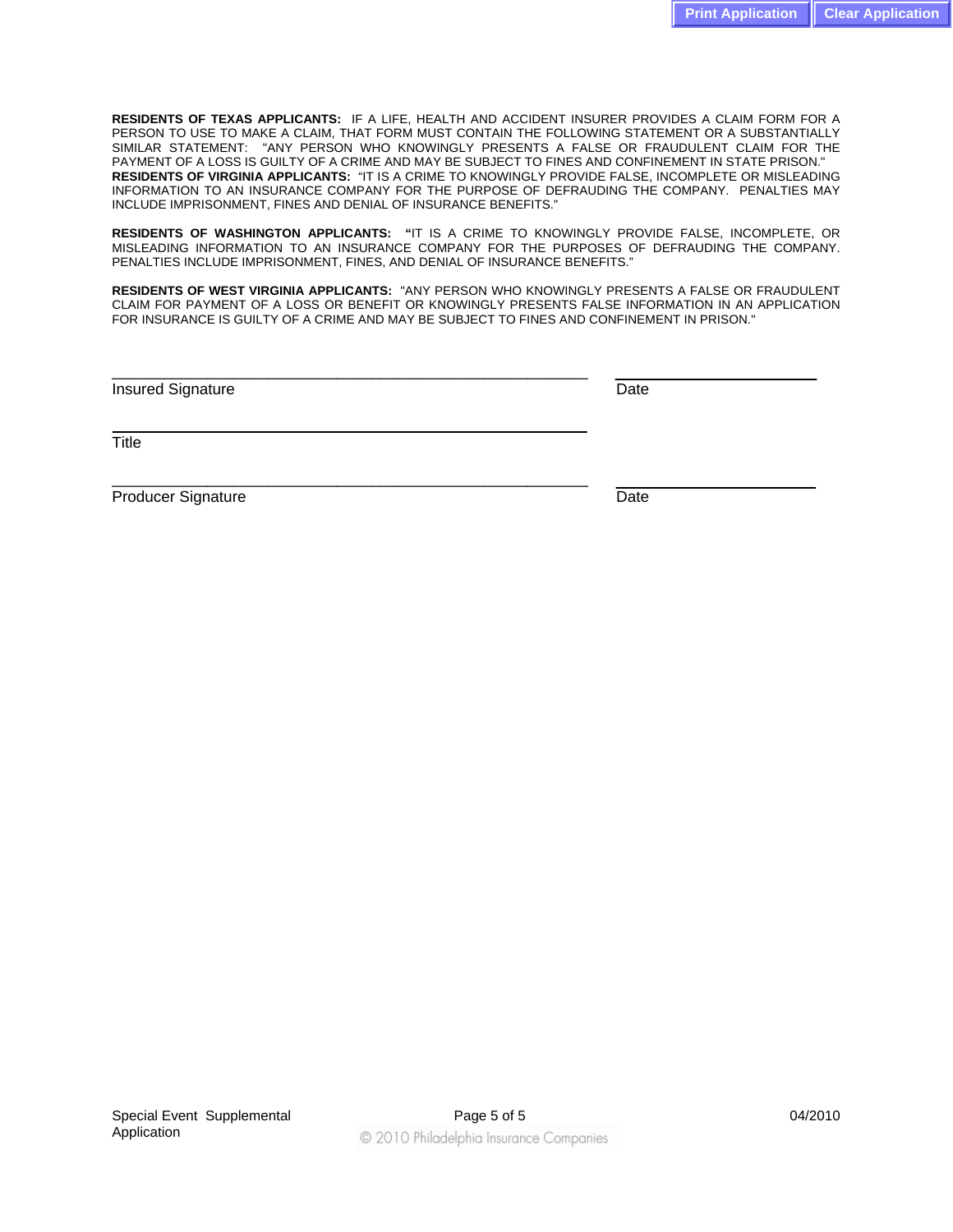**RESIDENTS OF TEXAS APPLICANTS:** IF A LIFE, HEALTH AND ACCIDENT INSURER PROVIDES A CLAIM FORM FOR A PERSON TO USE TO MAKE A CLAIM, THAT FORM MUST CONTAIN THE FOLLOWING STATEMENT OR A SUBSTANTIALLY SIMILAR STATEMENT: "ANY PERSON WHO KNOWINGLY PRESENTS A FALSE OR FRAUDULENT CLAIM FOR THE PAYMENT OF A LOSS IS GUILTY OF A CRIME AND MAY BE SUBJECT TO FINES AND CONFINEMENT IN STATE PRISON."

**RESIDENTS OF VIRGINIA APPLICANTS:** "IT IS A CRIME TO KNOWINGLY PROVIDE FALSE, INCOMPLETE OR MISLEADING INFORMATION TO AN INSURANCE COMPANY FOR THE PURPOSE OF DEFRAUDING THE COMPANY. PENALTIES MAY INCLUDE IMPRISONMENT, FINES AND DENIAL OF INSURANCE BENEFITS."

**RESIDENTS OF WASHINGTON APPLICANTS:** **"**IT IS A CRIME TO KNOWINGLY PROVIDE FALSE, INCOMPLETE, OR MISLEADING INFORMATION TO AN INSURANCE COMPANY FOR THE PURPOSES OF DEFRAUDING THE COMPANY. PENALTIES INCLUDE IMPRISONMENT, FINES, AND DENIAL OF INSURANCE BENEFITS."

**RESIDENTS OF WEST VIRGINIA APPLICANTS:** "ANY PERSON WHO KNOWINGLY PRESENTS A FALSE OR FRAUDULENT CLAIM FOR PAYMENT OF A LOSS OR BENEFIT OR KNOWINGLY PRESENTS FALSE INFORMATION IN AN APPLICATION FOR INSURANCE IS GUILTY OF A CRIME AND MAY BE SUBJECT TO FINES AND CONFINEMENT IN PRISON."

\_\_\_\_\_\_\_\_\_\_\_\_\_\_\_\_\_\_\_\_\_\_\_\_\_\_\_\_\_\_\_\_\_\_\_\_\_\_\_\_ \_\_\_\_\_\_\_\_\_\_\_\_\_\_\_\_\_\_\_\_
Insured Signature Date

\_\_\_\_\_\_\_\_\_\_\_\_\_\_\_\_\_\_\_\_\_\_\_\_\_\_\_\_\_\_\_\_\_\_\_\_\_\_\_\_
Title

\_\_\_\_\_\_\_\_\_\_\_\_\_\_\_\_\_\_\_\_\_\_\_\_\_\_\_\_\_\_\_\_\_\_\_\_\_\_\_\_ \_\_\_\_\_\_\_\_\_\_\_\_\_\_\_\_\_\_\_\_
Producer Signature Date